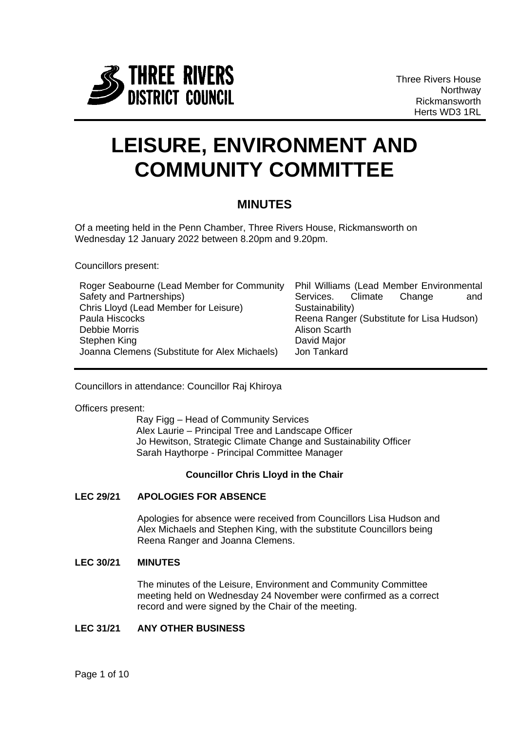THREE RIVERS DISTRICT COUNCIL

Three Rivers House
Northway
Rickmansworth
Herts WD3 1RL

# LEISURE, ENVIRONMENT AND COMMUNITY COMMITTEE

## MINUTES

Of a meeting held in the Penn Chamber, Three Rivers House, Rickmansworth on Wednesday 12 January 2022 between 8.20pm and 9.20pm.

Councillors present:

Roger Seabourne (Lead Member for Community Safety and Partnerships)
Chris Lloyd (Lead Member for Leisure)
Paula Hiscocks
Debbie Morris
Stephen King
Joanna Clemens (Substitute for Alex Michaels)
Phil Williams (Lead Member Environmental Services. Climate Change and Sustainability)
Reena Ranger (Substitute for Lisa Hudson)
Alison Scarth
David Major
Jon Tankard

Councillors in attendance: Councillor Raj Khiroya

Officers present:

Ray Figg – Head of Community Services
Alex Laurie – Principal Tree and Landscape Officer
Jo Hewitson, Strategic Climate Change and Sustainability Officer
Sarah Haythorpe - Principal Committee Manager

**Councillor Chris Lloyd in the Chair**

**LEC 29/21 APOLOGIES FOR ABSENCE**

Apologies for absence were received from Councillors Lisa Hudson and Alex Michaels and Stephen King, with the substitute Councillors being Reena Ranger and Joanna Clemens.

**LEC 30/21 MINUTES**

The minutes of the Leisure, Environment and Community Committee meeting held on Wednesday 24 November were confirmed as a correct record and were signed by the Chair of the meeting.

**LEC 31/21 ANY OTHER BUSINESS**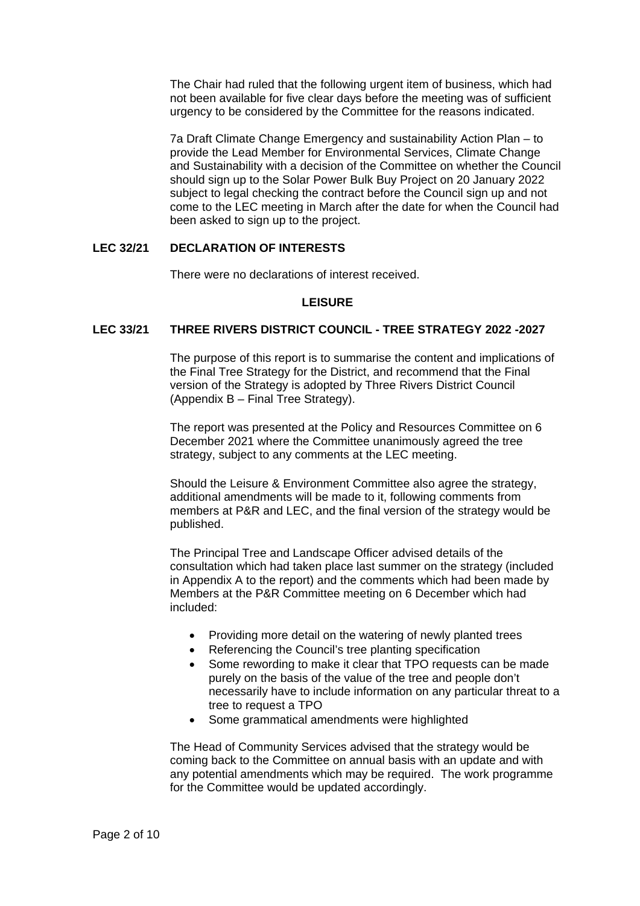The Chair had ruled that the following urgent item of business, which had not been available for five clear days before the meeting was of sufficient urgency to be considered by the Committee for the reasons indicated.

7a Draft Climate Change Emergency and sustainability Action Plan – to provide the Lead Member for Environmental Services, Climate Change and Sustainability with a decision of the Committee on whether the Council should sign up to the Solar Power Bulk Buy Project on 20 January 2022 subject to legal checking the contract before the Council sign up and not come to the LEC meeting in March after the date for when the Council had been asked to sign up to the project.

## LEC 32/21 DECLARATION OF INTERESTS

There were no declarations of interest received.

## LEISURE

## LEC 33/21 THREE RIVERS DISTRICT COUNCIL - TREE STRATEGY 2022 -2027

The purpose of this report is to summarise the content and implications of the Final Tree Strategy for the District, and recommend that the Final version of the Strategy is adopted by Three Rivers District Council (Appendix B – Final Tree Strategy).

The report was presented at the Policy and Resources Committee on 6 December 2021 where the Committee unanimously agreed the tree strategy, subject to any comments at the LEC meeting.

Should the Leisure & Environment Committee also agree the strategy, additional amendments will be made to it, following comments from members at P&R and LEC, and the final version of the strategy would be published.

The Principal Tree and Landscape Officer advised details of the consultation which had taken place last summer on the strategy (included in Appendix A to the report) and the comments which had been made by Members at the P&R Committee meeting on 6 December which had included:

- Providing more detail on the watering of newly planted trees
- Referencing the Council's tree planting specification
- Some rewording to make it clear that TPO requests can be made purely on the basis of the value of the tree and people don't necessarily have to include information on any particular threat to a tree to request a TPO
- Some grammatical amendments were highlighted

The Head of Community Services advised that the strategy would be coming back to the Committee on annual basis with an update and with any potential amendments which may be required. The work programme for the Committee would be updated accordingly.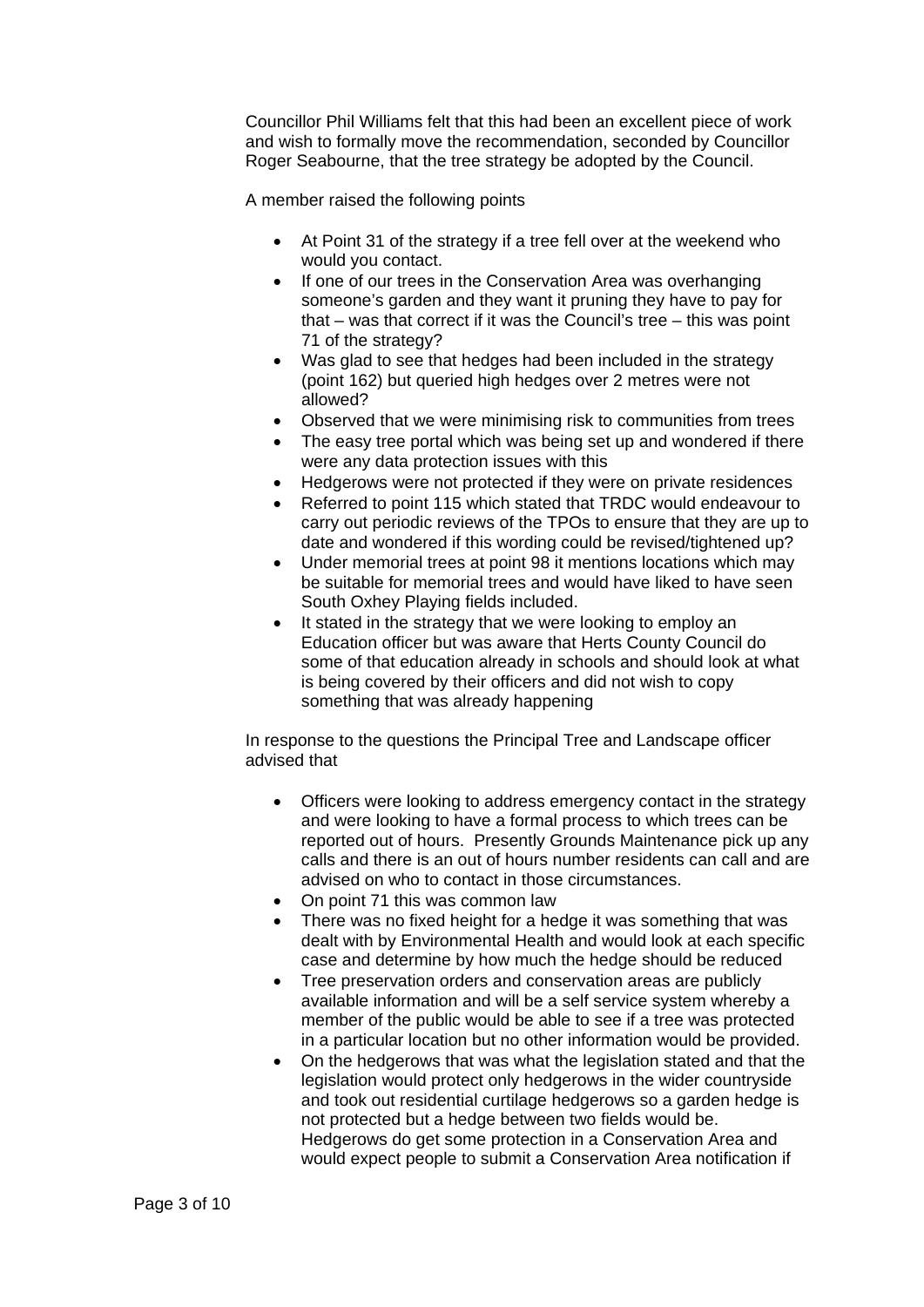Councillor Phil Williams felt that this had been an excellent piece of work and wish to formally move the recommendation, seconded by Councillor Roger Seabourne, that the tree strategy be adopted by the Council.

A member raised the following points

- At Point 31 of the strategy if a tree fell over at the weekend who would you contact.
- If one of our trees in the Conservation Area was overhanging someone's garden and they want it pruning they have to pay for that – was that correct if it was the Council's tree – this was point 71 of the strategy?
- Was glad to see that hedges had been included in the strategy (point 162) but queried high hedges over 2 metres were not allowed?
- Observed that we were minimising risk to communities from trees
- The easy tree portal which was being set up and wondered if there were any data protection issues with this
- Hedgerows were not protected if they were on private residences
- Referred to point 115 which stated that TRDC would endeavour to carry out periodic reviews of the TPOs to ensure that they are up to date and wondered if this wording could be revised/tightened up?
- Under memorial trees at point 98 it mentions locations which may be suitable for memorial trees and would have liked to have seen South Oxhey Playing fields included.
- It stated in the strategy that we were looking to employ an Education officer but was aware that Herts County Council do some of that education already in schools and should look at what is being covered by their officers and did not wish to copy something that was already happening

In response to the questions the Principal Tree and Landscape officer advised that

- Officers were looking to address emergency contact in the strategy and were looking to have a formal process to which trees can be reported out of hours. Presently Grounds Maintenance pick up any calls and there is an out of hours number residents can call and are advised on who to contact in those circumstances.
- On point 71 this was common law
- There was no fixed height for a hedge it was something that was dealt with by Environmental Health and would look at each specific case and determine by how much the hedge should be reduced
- Tree preservation orders and conservation areas are publicly available information and will be a self service system whereby a member of the public would be able to see if a tree was protected in a particular location but no other information would be provided.
- On the hedgerows that was what the legislation stated and that the legislation would protect only hedgerows in the wider countryside and took out residential curtilage hedgerows so a garden hedge is not protected but a hedge between two fields would be. Hedgerows do get some protection in a Conservation Area and would expect people to submit a Conservation Area notification if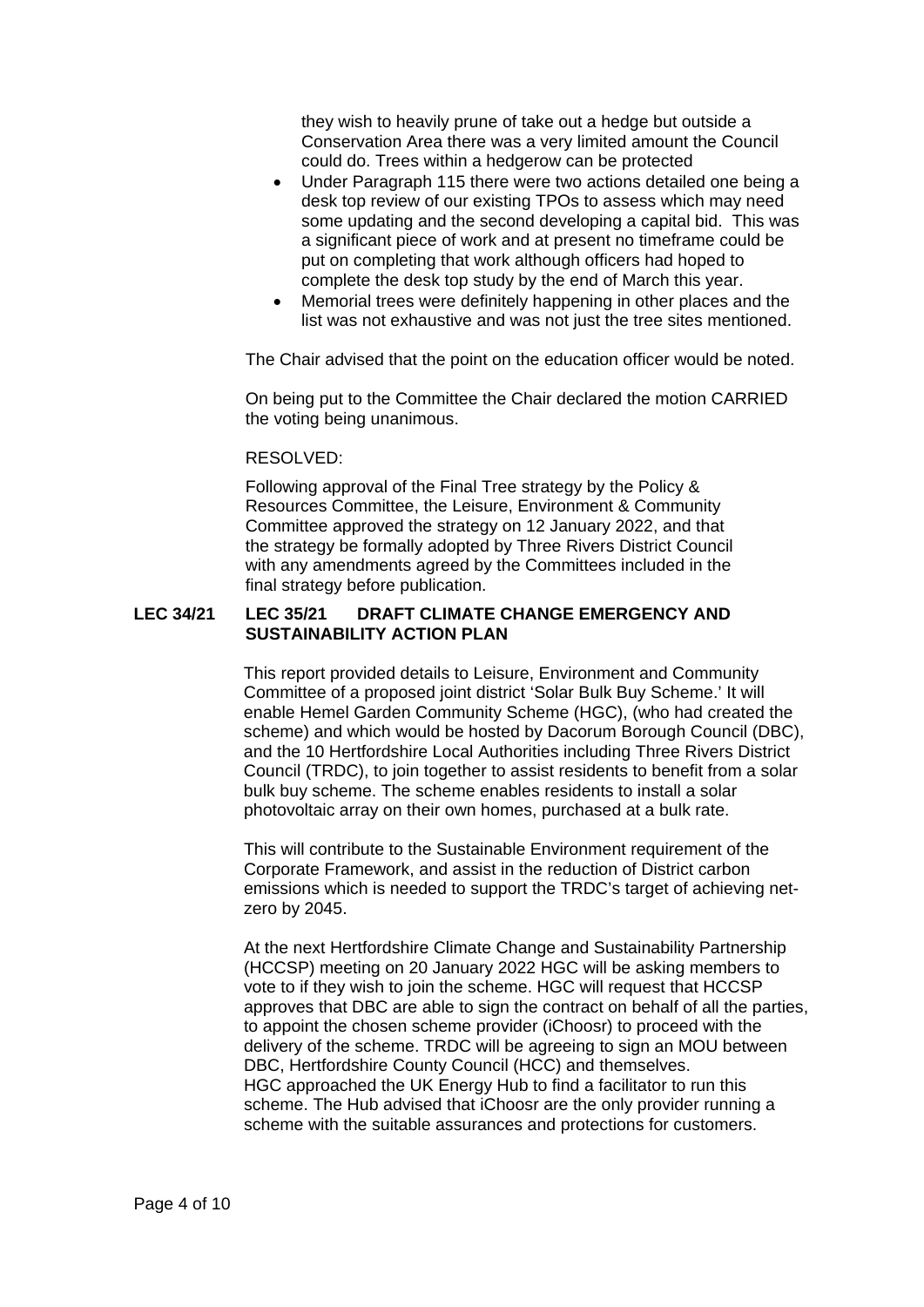they wish to heavily prune of take out a hedge but outside a Conservation Area there was a very limited amount the Council could do. Trees within a hedgerow can be protected

- Under Paragraph 115 there were two actions detailed one being a desk top review of our existing TPOs to assess which may need some updating and the second developing a capital bid. This was a significant piece of work and at present no timeframe could be put on completing that work although officers had hoped to complete the desk top study by the end of March this year.
- Memorial trees were definitely happening in other places and the list was not exhaustive and was not just the tree sites mentioned.

The Chair advised that the point on the education officer would be noted.

On being put to the Committee the Chair declared the motion CARRIED the voting being unanimous.

RESOLVED:

Following approval of the Final Tree strategy by the Policy & Resources Committee, the Leisure, Environment & Community Committee approved the strategy on 12 January 2022, and that the strategy be formally adopted by Three Rivers District Council with any amendments agreed by the Committees included in the final strategy before publication.

**LEC 34/21 LEC 35/21 DRAFT CLIMATE CHANGE EMERGENCY AND SUSTAINABILITY ACTION PLAN**

This report provided details to Leisure, Environment and Community Committee of a proposed joint district 'Solar Bulk Buy Scheme.' It will enable Hemel Garden Community Scheme (HGC), (who had created the scheme) and which would be hosted by Dacorum Borough Council (DBC), and the 10 Hertfordshire Local Authorities including Three Rivers District Council (TRDC), to join together to assist residents to benefit from a solar bulk buy scheme. The scheme enables residents to install a solar photovoltaic array on their own homes, purchased at a bulk rate.

This will contribute to the Sustainable Environment requirement of the Corporate Framework, and assist in the reduction of District carbon emissions which is needed to support the TRDC's target of achieving net-zero by 2045.

At the next Hertfordshire Climate Change and Sustainability Partnership (HCCSP) meeting on 20 January 2022 HGC will be asking members to vote to if they wish to join the scheme. HGC will request that HCCSP approves that DBC are able to sign the contract on behalf of all the parties, to appoint the chosen scheme provider (iChoosr) to proceed with the delivery of the scheme. TRDC will be agreeing to sign an MOU between DBC, Hertfordshire County Council (HCC) and themselves.
HGC approached the UK Energy Hub to find a facilitator to run this scheme. The Hub advised that iChoosr are the only provider running a scheme with the suitable assurances and protections for customers.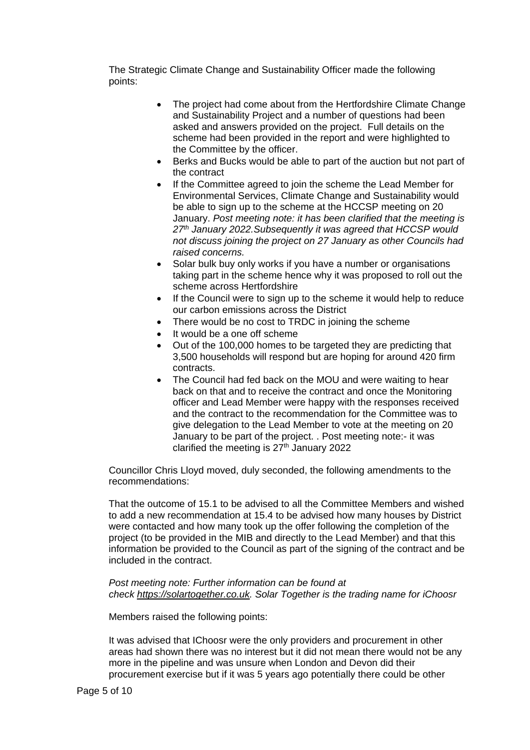The Strategic Climate Change and Sustainability Officer made the following points:

- The project had come about from the Hertfordshire Climate Change and Sustainability Project and a number of questions had been asked and answers provided on the project. Full details on the scheme had been provided in the report and were highlighted to the Committee by the officer.
- Berks and Bucks would be able to part of the auction but not part of the contract
- If the Committee agreed to join the scheme the Lead Member for Environmental Services, Climate Change and Sustainability would be able to sign up to the scheme at the HCCSP meeting on 20 January. *Post meeting note: it has been clarified that the meeting is 27th January 2022.Subsequently it was agreed that HCCSP would not discuss joining the project on 27 January as other Councils had raised concerns.*
- Solar bulk buy only works if you have a number or organisations taking part in the scheme hence why it was proposed to roll out the scheme across Hertfordshire
- If the Council were to sign up to the scheme it would help to reduce our carbon emissions across the District
- There would be no cost to TRDC in joining the scheme
- It would be a one off scheme
- Out of the 100,000 homes to be targeted they are predicting that 3,500 households will respond but are hoping for around 420 firm contracts.
- The Council had fed back on the MOU and were waiting to hear back on that and to receive the contract and once the Monitoring officer and Lead Member were happy with the responses received and the contract to the recommendation for the Committee was to give delegation to the Lead Member to vote at the meeting on 20 January to be part of the project. . Post meeting note:- it was clarified the meeting is 27th January 2022

Councillor Chris Lloyd moved, duly seconded, the following amendments to the recommendations:

That the outcome of 15.1 to be advised to all the Committee Members and wished to add a new recommendation at 15.4 to be advised how many houses by District were contacted and how many took up the offer following the completion of the project (to be provided in the MIB and directly to the Lead Member) and that this information be provided to the Council as part of the signing of the contract and be included in the contract.

*Post meeting note: Further information can be found at check https://solartogether.co.uk. Solar Together is the trading name for iChoosr*

Members raised the following points:

It was advised that IChoosr were the only providers and procurement in other areas had shown there was no interest but it did not mean there would not be any more in the pipeline and was unsure when London and Devon did their procurement exercise but if it was 5 years ago potentially there could be other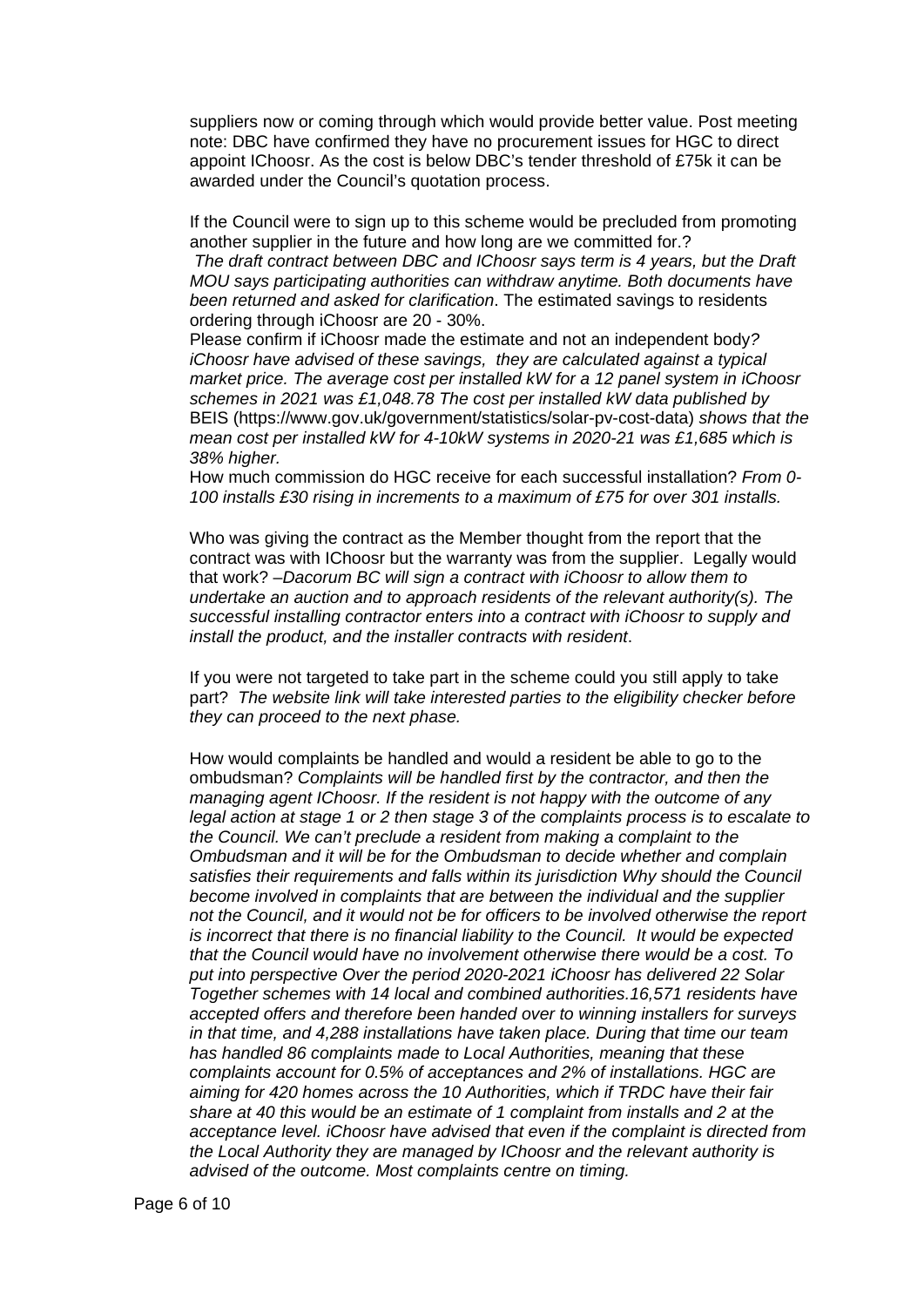suppliers now or coming through which would provide better value. Post meeting note: DBC have confirmed they have no procurement issues for HGC to direct appoint IChoosr. As the cost is below DBC's tender threshold of £75k it can be awarded under the Council's quotation process.

If the Council were to sign up to this scheme would be precluded from promoting another supplier in the future and how long are we committed for.?
*The draft contract between DBC and IChoosr says term is 4 years, but the Draft MOU says participating authorities can withdraw anytime. Both documents have been returned and asked for clarification*. The estimated savings to residents ordering through iChoosr are 20 - 30%.
Please confirm if iChoosr made the estimate and not an independent body*? iChoosr have advised of these savings, they are calculated against a typical market price. The average cost per installed kW for a 12 panel system in iChoosr schemes in 2021 was £1,048.78 The cost per installed kW data published by* BEIS (https://www.gov.uk/government/statistics/solar-pv-cost-data) *shows that the mean cost per installed kW for 4-10kW systems in 2020-21 was £1,685 which is 38% higher.*
How much commission do HGC receive for each successful installation? *From 0-100 installs £30 rising in increments to a maximum of £75 for over 301 installs.*

Who was giving the contract as the Member thought from the report that the contract was with IChoosr but the warranty was from the supplier. Legally would that work? –*Dacorum BC will sign a contract with iChoosr to allow them to undertake an auction and to approach residents of the relevant authority(s). The successful installing contractor enters into a contract with iChoosr to supply and install the product, and the installer contracts with resident*.

If you were not targeted to take part in the scheme could you still apply to take part? *The website link will take interested parties to the eligibility checker before they can proceed to the next phase.*

How would complaints be handled and would a resident be able to go to the ombudsman? *Complaints will be handled first by the contractor, and then the managing agent IChoosr. If the resident is not happy with the outcome of any legal action at stage 1 or 2 then stage 3 of the complaints process is to escalate to the Council. We can't preclude a resident from making a complaint to the Ombudsman and it will be for the Ombudsman to decide whether and complain satisfies their requirements and falls within its jurisdiction Why should the Council become involved in complaints that are between the individual and the supplier not the Council, and it would not be for officers to be involved otherwise the report is incorrect that there is no financial liability to the Council. It would be expected that the Council would have no involvement otherwise there would be a cost. To put into perspective Over the period 2020-2021 iChoosr has delivered 22 Solar Together schemes with 14 local and combined authorities.16,571 residents have accepted offers and therefore been handed over to winning installers for surveys in that time, and 4,288 installations have taken place. During that time our team has handled 86 complaints made to Local Authorities, meaning that these complaints account for 0.5% of acceptances and 2% of installations. HGC are aiming for 420 homes across the 10 Authorities, which if TRDC have their fair share at 40 this would be an estimate of 1 complaint from installs and 2 at the acceptance level. iChoosr have advised that even if the complaint is directed from the Local Authority they are managed by IChoosr and the relevant authority is advised of the outcome. Most complaints centre on timing.*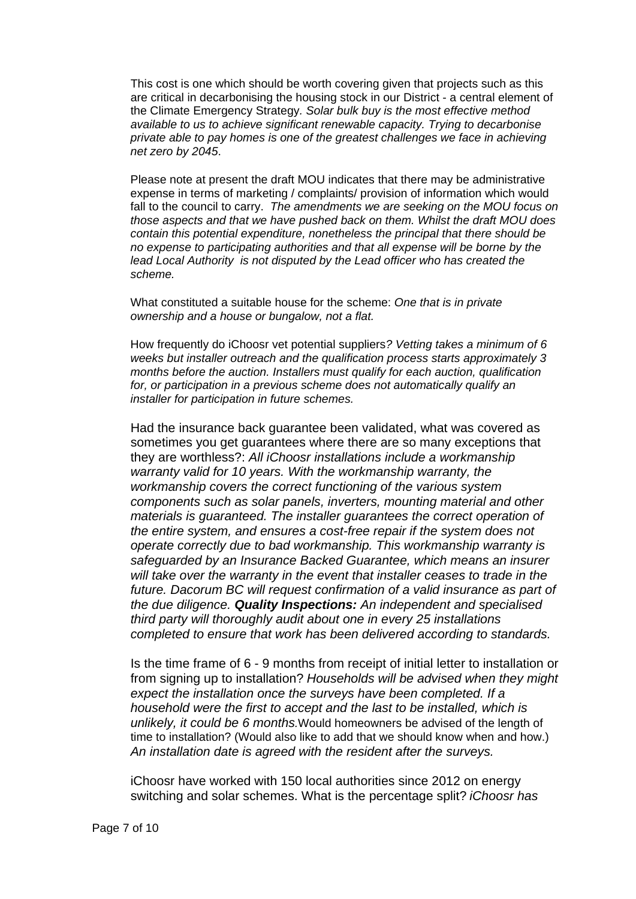This cost is one which should be worth covering given that projects such as this are critical in decarbonising the housing stock in our District - a central element of the Climate Emergency Strategy. *Solar bulk buy is the most effective method available to us to achieve significant renewable capacity. Trying to decarbonise private able to pay homes is one of the greatest challenges we face in achieving net zero by 2045*.

Please note at present the draft MOU indicates that there may be administrative expense in terms of marketing / complaints/ provision of information which would fall to the council to carry. *The amendments we are seeking on the MOU focus on those aspects and that we have pushed back on them. Whilst the draft MOU does contain this potential expenditure, nonetheless the principal that there should be no expense to participating authorities and that all expense will be borne by the lead Local Authority is not disputed by the Lead officer who has created the scheme.*

What constituted a suitable house for the scheme: *One that is in private ownership and a house or bungalow, not a flat.*

How frequently do iChoosr vet potential suppliers*? Vetting takes a minimum of 6 weeks but installer outreach and the qualification process starts approximately 3 months before the auction. Installers must qualify for each auction, qualification for, or participation in a previous scheme does not automatically qualify an installer for participation in future schemes.*

Had the insurance back guarantee been validated, what was covered as sometimes you get guarantees where there are so many exceptions that they are worthless?: *All iChoosr installations include a workmanship warranty valid for 10 years. With the workmanship warranty, the workmanship covers the correct functioning of the various system components such as solar panels, inverters, mounting material and other materials is guaranteed. The installer guarantees the correct operation of the entire system, and ensures a cost-free repair if the system does not operate correctly due to bad workmanship. This workmanship warranty is safeguarded by an Insurance Backed Guarantee, which means an insurer will take over the warranty in the event that installer ceases to trade in the future. Dacorum BC will request confirmation of a valid insurance as part of the due diligence.* ***Quality Inspections:*** *An independent and specialised third party will thoroughly audit about one in every 25 installations completed to ensure that work has been delivered according to standards.*

Is the time frame of 6 - 9 months from receipt of initial letter to installation or from signing up to installation? *Households will be advised when they might expect the installation once the surveys have been completed. If a household were the first to accept and the last to be installed, which is unlikely, it could be 6 months.* Would homeowners be advised of the length of time to installation? (Would also like to add that we should know when and how.) *An installation date is agreed with the resident after the surveys.*

iChoosr have worked with 150 local authorities since 2012 on energy switching and solar schemes. What is the percentage split? *iChoosr has*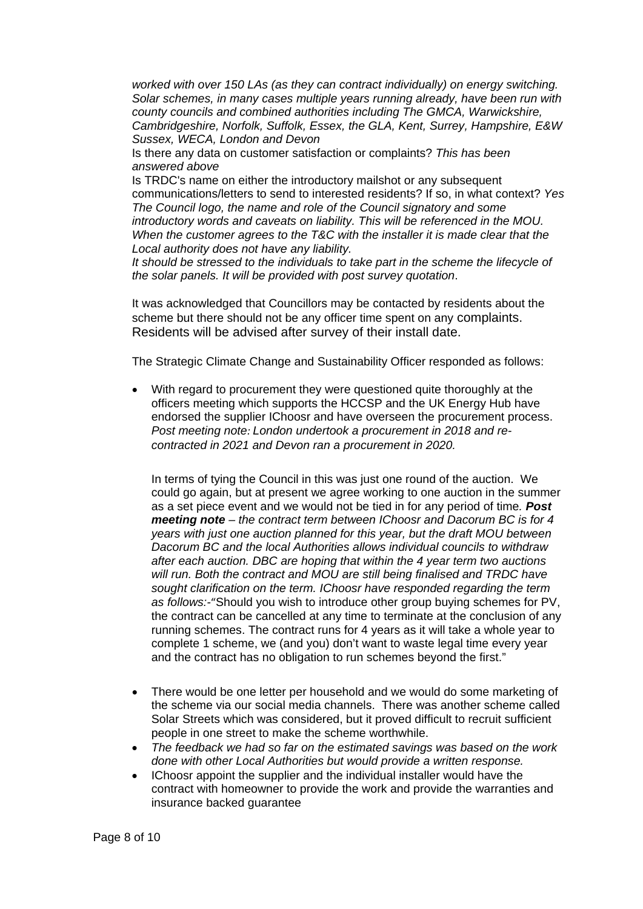*worked with over 150 LAs (as they can contract individually) on energy switching. Solar schemes, in many cases multiple years running already, have been run with county councils and combined authorities including The GMCA, Warwickshire, Cambridgeshire, Norfolk, Suffolk, Essex, the GLA, Kent, Surrey, Hampshire, E&W Sussex, WECA, London and Devon*

Is there any data on customer satisfaction or complaints? *This has been answered above*

Is TRDC's name on either the introductory mailshot or any subsequent communications/letters to send to interested residents? If so, in what context? *Yes The Council logo, the name and role of the Council signatory and some introductory words and caveats on liability. This will be referenced in the MOU. When the customer agrees to the T&C with the installer it is made clear that the Local authority does not have any liability.*

*It should be stressed to the individuals to take part in the scheme the lifecycle of the solar panels. It will be provided with post survey quotation*.

It was acknowledged that Councillors may be contacted by residents about the scheme but there should not be any officer time spent on any complaints. Residents will be advised after survey of their install date.

The Strategic Climate Change and Sustainability Officer responded as follows:

- With regard to procurement they were questioned quite thoroughly at the officers meeting which supports the HCCSP and the UK Energy Hub have endorsed the supplier IChoosr and have overseen the procurement process. *Post meeting note: London undertook a procurement in 2018 and re-contracted in 2021 and Devon ran a procurement in 2020.*

  In terms of tying the Council in this was just one round of the auction. We could go again, but at present we agree working to one auction in the summer as a set piece event and we would not be tied in for any period of time. ***Post meeting note*** *– the contract term between IChoosr and Dacorum BC is for 4 years with just one auction planned for this year, but the draft MOU between Dacorum BC and the local Authorities allows individual councils to withdraw after each auction. DBC are hoping that within the 4 year term two auctions will run. Both the contract and MOU are still being finalised and TRDC have sought clarification on the term. IChoosr have responded regarding the term as follows:-"*Should you wish to introduce other group buying schemes for PV, the contract can be cancelled at any time to terminate at the conclusion of any running schemes. The contract runs for 4 years as it will take a whole year to complete 1 scheme, we (and you) don't want to waste legal time every year and the contract has no obligation to run schemes beyond the first."

- There would be one letter per household and we would do some marketing of the scheme via our social media channels. There was another scheme called Solar Streets which was considered, but it proved difficult to recruit sufficient people in one street to make the scheme worthwhile.
- *The feedback we had so far on the estimated savings was based on the work done with other Local Authorities but would provide a written response.*
- IChoosr appoint the supplier and the individual installer would have the contract with homeowner to provide the work and provide the warranties and insurance backed guarantee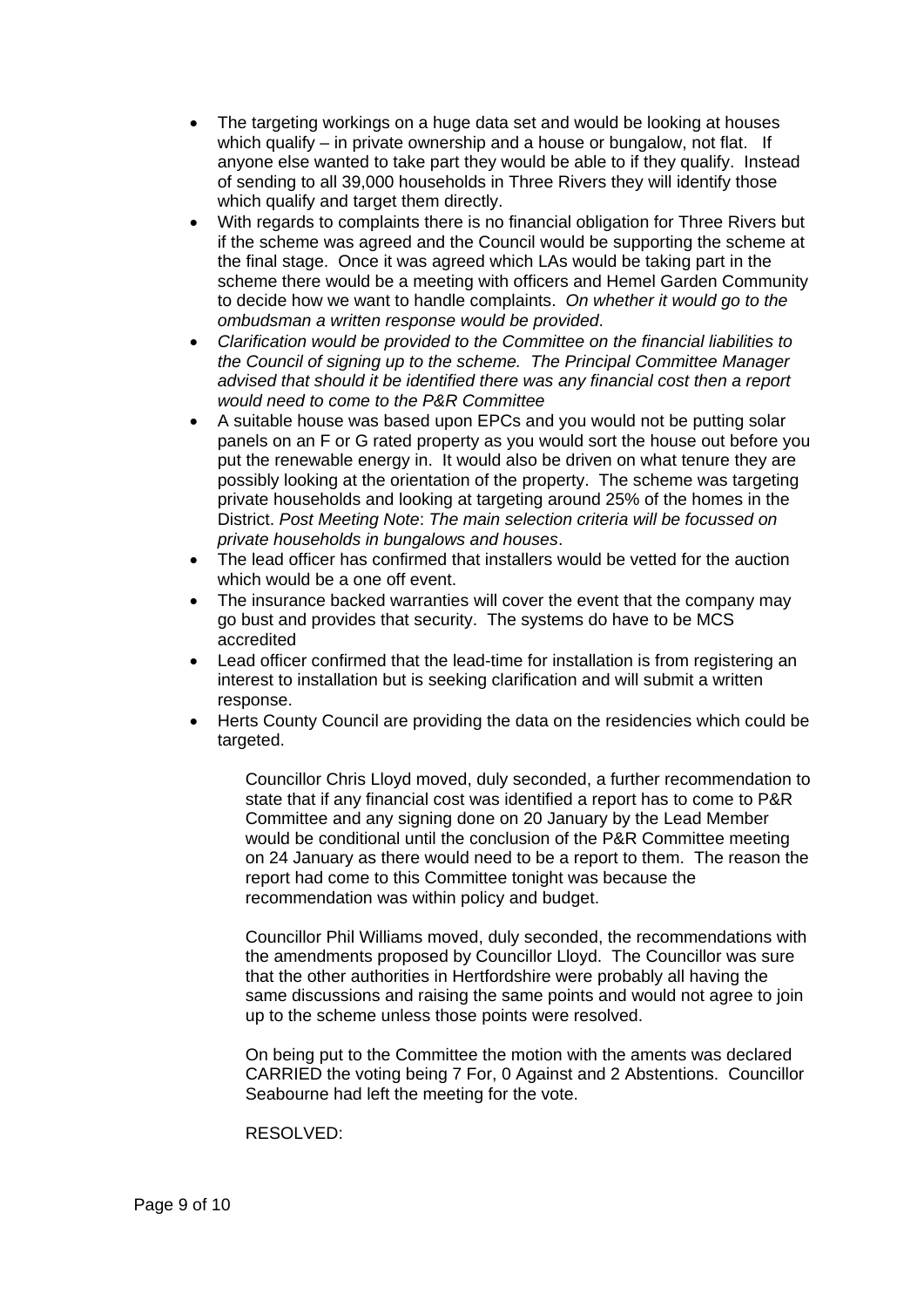- The targeting workings on a huge data set and would be looking at houses which qualify – in private ownership and a house or bungalow, not flat. If anyone else wanted to take part they would be able to if they qualify. Instead of sending to all 39,000 households in Three Rivers they will identify those which qualify and target them directly.
- With regards to complaints there is no financial obligation for Three Rivers but if the scheme was agreed and the Council would be supporting the scheme at the final stage. Once it was agreed which LAs would be taking part in the scheme there would be a meeting with officers and Hemel Garden Community to decide how we want to handle complaints. *On whether it would go to the ombudsman a written response would be provided*.
- *Clarification would be provided to the Committee on the financial liabilities to the Council of signing up to the scheme. The Principal Committee Manager advised that should it be identified there was any financial cost then a report would need to come to the P&R Committee*
- A suitable house was based upon EPCs and you would not be putting solar panels on an F or G rated property as you would sort the house out before you put the renewable energy in. It would also be driven on what tenure they are possibly looking at the orientation of the property. The scheme was targeting private households and looking at targeting around 25% of the homes in the District. *Post Meeting Note*: *The main selection criteria will be focussed on private households in bungalows and houses*.
- The lead officer has confirmed that installers would be vetted for the auction which would be a one off event.
- The insurance backed warranties will cover the event that the company may go bust and provides that security. The systems do have to be MCS accredited
- Lead officer confirmed that the lead-time for installation is from registering an interest to installation but is seeking clarification and will submit a written response.
- Herts County Council are providing the data on the residencies which could be targeted.

Councillor Chris Lloyd moved, duly seconded, a further recommendation to state that if any financial cost was identified a report has to come to P&R Committee and any signing done on 20 January by the Lead Member would be conditional until the conclusion of the P&R Committee meeting on 24 January as there would need to be a report to them. The reason the report had come to this Committee tonight was because the recommendation was within policy and budget.

Councillor Phil Williams moved, duly seconded, the recommendations with the amendments proposed by Councillor Lloyd. The Councillor was sure that the other authorities in Hertfordshire were probably all having the same discussions and raising the same points and would not agree to join up to the scheme unless those points were resolved.

On being put to the Committee the motion with the aments was declared CARRIED the voting being 7 For, 0 Against and 2 Abstentions. Councillor Seabourne had left the meeting for the vote.

RESOLVED: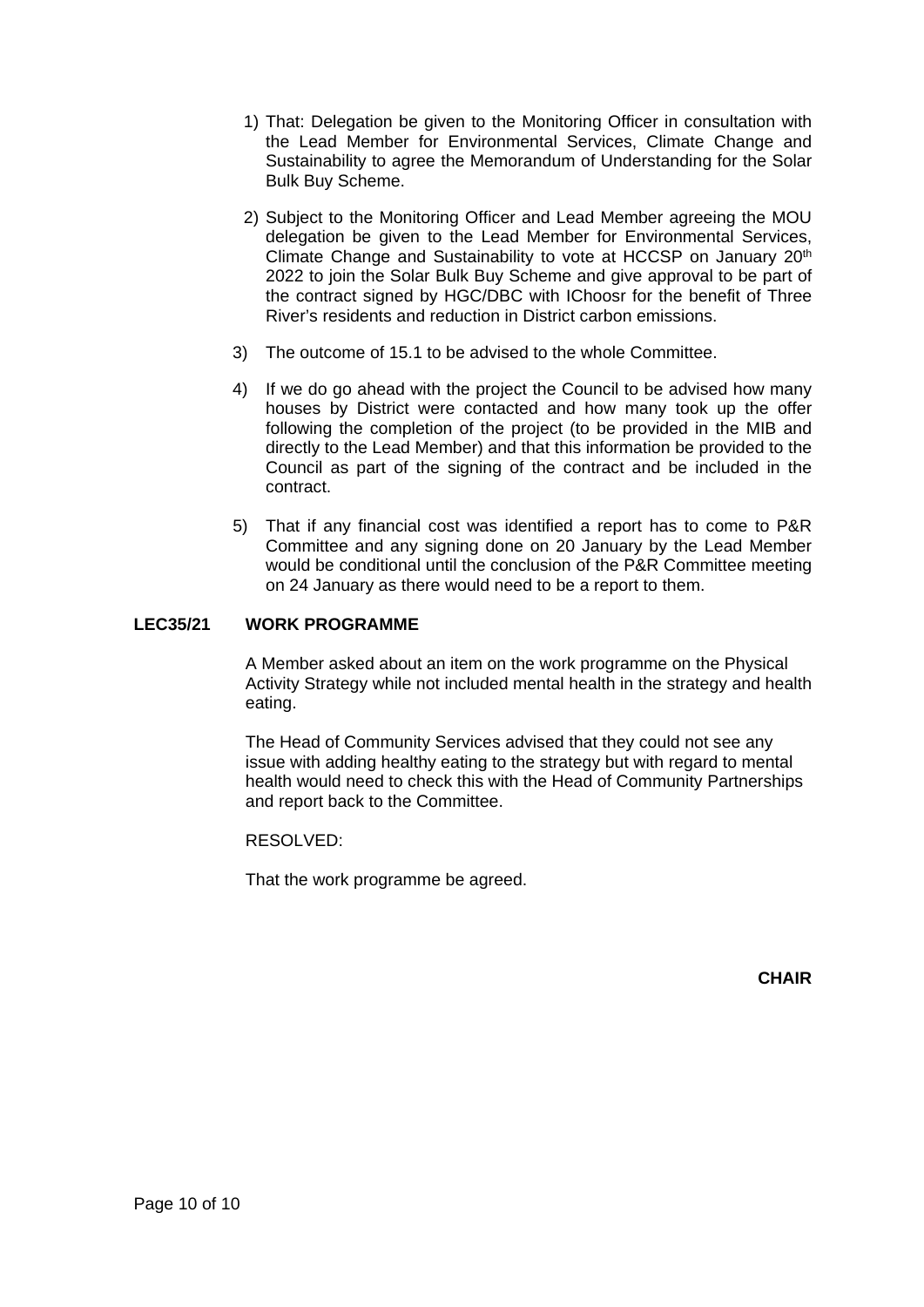1) That: Delegation be given to the Monitoring Officer in consultation with the Lead Member for Environmental Services, Climate Change and Sustainability to agree the Memorandum of Understanding for the Solar Bulk Buy Scheme.

2) Subject to the Monitoring Officer and Lead Member agreeing the MOU delegation be given to the Lead Member for Environmental Services, Climate Change and Sustainability to vote at HCCSP on January 20th 2022 to join the Solar Bulk Buy Scheme and give approval to be part of the contract signed by HGC/DBC with IChoosr for the benefit of Three River's residents and reduction in District carbon emissions.

3) The outcome of 15.1 to be advised to the whole Committee.

4) If we do go ahead with the project the Council to be advised how many houses by District were contacted and how many took up the offer following the completion of the project (to be provided in the MIB and directly to the Lead Member) and that this information be provided to the Council as part of the signing of the contract and be included in the contract.

5) That if any financial cost was identified a report has to come to P&R Committee and any signing done on 20 January by the Lead Member would be conditional until the conclusion of the P&R Committee meeting on 24 January as there would need to be a report to them.

**LEC35/21 WORK PROGRAMME**

A Member asked about an item on the work programme on the Physical Activity Strategy while not included mental health in the strategy and health eating.

The Head of Community Services advised that they could not see any issue with adding healthy eating to the strategy but with regard to mental health would need to check this with the Head of Community Partnerships and report back to the Committee.

RESOLVED:

That the work programme be agreed.

**CHAIR**